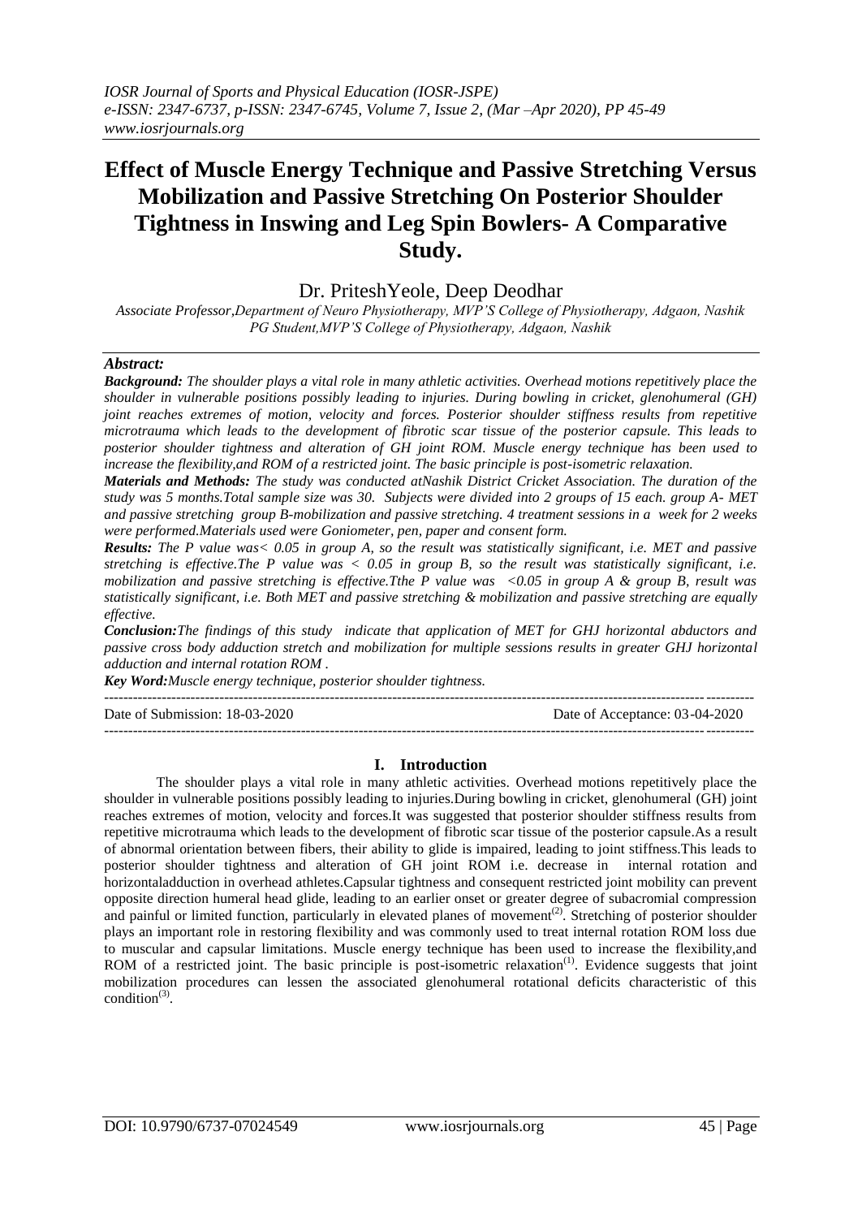# Effect of Muscle Energy Technique and Passive Stretching Versus Mobilization and Passive Stretching On Posterior Shoulder Tightness in Inswing and Leg Spin Bowlers- A Comparative Study.

Dr. PriteshYeole, Deep Deodhar

*Associate Professor,Department of Neuro Physiotherapy, MVP'S College of Physiotherapy, Adgaon, Nashik*
*PG Student,MVP'S College of Physiotherapy, Adgaon, Nashik*

## *Abstract:*

***Background:*** *The shoulder plays a vital role in many athletic activities. Overhead motions repetitively place the shoulder in vulnerable positions possibly leading to injuries. During bowling in cricket, glenohumeral (GH) joint reaches extremes of motion, velocity and forces. Posterior shoulder stiffness results from repetitive microtrauma which leads to the development of fibrotic scar tissue of the posterior capsule. This leads to posterior shoulder tightness and alteration of GH joint ROM. Muscle energy technique has been used to increase the flexibility,and ROM of a restricted joint. The basic principle is post-isometric relaxation.*

***Materials and Methods:*** *The study was conducted atNashik District Cricket Association. The duration of the study was 5 months.Total sample size was 30. Subjects were divided into 2 groups of 15 each. group A- MET and passive stretching group B-mobilization and passive stretching. 4 treatment sessions in a week for 2 weeks were performed.Materials used were Goniometer, pen, paper and consent form.*

***Results:*** *The P value was< 0.05 in group A, so the result was statistically significant, i.e. MET and passive stretching is effective.The P value was < 0.05 in group B, so the result was statistically significant, i.e. mobilization and passive stretching is effective.Tthe P value was <0.05 in group A & group B, result was statistically significant, i.e. Both MET and passive stretching & mobilization and passive stretching are equally effective.*

***Conclusion:****The findings of this study indicate that application of MET for GHJ horizontal abductors and passive cross body adduction stretch and mobilization for multiple sessions results in greater GHJ horizontal adduction and internal rotation ROM .*

***Key Word:****Muscle energy technique, posterior shoulder tightness.*

---

Date of Submission: 18-03-2020 Date of Acceptance: 03-04-2020

---

## I. Introduction

The shoulder plays a vital role in many athletic activities. Overhead motions repetitively place the shoulder in vulnerable positions possibly leading to injuries.During bowling in cricket, glenohumeral (GH) joint reaches extremes of motion, velocity and forces.It was suggested that posterior shoulder stiffness results from repetitive microtrauma which leads to the development of fibrotic scar tissue of the posterior capsule.As a result of abnormal orientation between fibers, their ability to glide is impaired, leading to joint stiffness.This leads to posterior shoulder tightness and alteration of GH joint ROM i.e. decrease in internal rotation and horizontaladduction in overhead athletes.Capsular tightness and consequent restricted joint mobility can prevent opposite direction humeral head glide, leading to an earlier onset or greater degree of subacromial compression and painful or limited function, particularly in elevated planes of movement(2). Stretching of posterior shoulder plays an important role in restoring flexibility and was commonly used to treat internal rotation ROM loss due to muscular and capsular limitations. Muscle energy technique has been used to increase the flexibility,and ROM of a restricted joint. The basic principle is post-isometric relaxation(1). Evidence suggests that joint mobilization procedures can lessen the associated glenohumeral rotational deficits characteristic of this condition(3).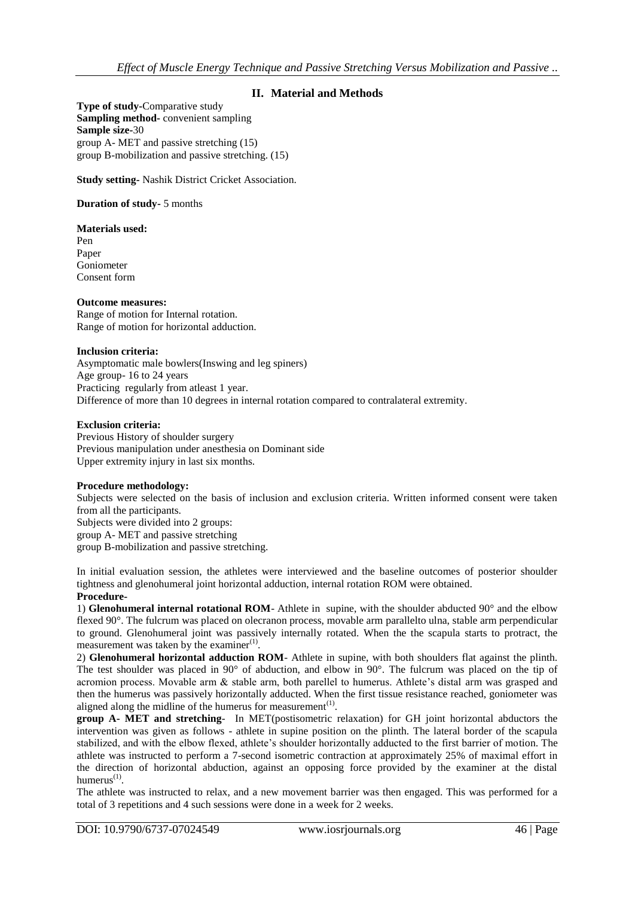## II. Material and Methods

**Type of study-**Comparative study
**Sampling method-** convenient sampling
**Sample size-**30
group A- MET and passive stretching (15)
group B-mobilization and passive stretching. (15)

**Study setting-** Nashik District Cricket Association.

**Duration of study-** 5 months

**Materials used:**
Pen
Paper
Goniometer
Consent form

**Outcome measures:**
Range of motion for Internal rotation.
Range of motion for horizontal adduction.

**Inclusion criteria:**
Asymptomatic male bowlers(Inswing and leg spiners)
Age group- 16 to 24 years
Practicing regularly from atleast 1 year.
Difference of more than 10 degrees in internal rotation compared to contralateral extremity.

**Exclusion criteria:**
Previous History of shoulder surgery
Previous manipulation under anesthesia on Dominant side
Upper extremity injury in last six months.

**Procedure methodology:**
Subjects were selected on the basis of inclusion and exclusion criteria. Written informed consent were taken from all the participants.
Subjects were divided into 2 groups:
group A- MET and passive stretching
group B-mobilization and passive stretching.

In initial evaluation session, the athletes were interviewed and the baseline outcomes of posterior shoulder tightness and glenohumeral joint horizontal adduction, internal rotation ROM were obtained.

**Procedure-**

1) **Glenohumeral internal rotational ROM**- Athlete in supine, with the shoulder abducted 90° and the elbow flexed 90°. The fulcrum was placed on olecranon process, movable arm parallelto ulna, stable arm perpendicular to ground. Glenohumeral joint was passively internally rotated. When the the scapula starts to protract, the measurement was taken by the examiner[1].

2) **Glenohumeral horizontal adduction ROM**- Athlete in supine, with both shoulders flat against the plinth. The test shoulder was placed in 90° of abduction, and elbow in 90°. The fulcrum was placed on the tip of acromion process. Movable arm & stable arm, both parellel to humerus. Athlete's distal arm was grasped and then the humerus was passively horizontally adducted. When the first tissue resistance reached, goniometer was aligned along the midline of the humerus for measurement[1].

**group A- MET and stretching**- In MET(postisometric relaxation) for GH joint horizontal abductors the intervention was given as follows - athlete in supine position on the plinth. The lateral border of the scapula stabilized, and with the elbow flexed, athlete's shoulder horizontally adducted to the first barrier of motion. The athlete was instructed to perform a 7-second isometric contraction at approximately 25% of maximal effort in the direction of horizontal abduction, against an opposing force provided by the examiner at the distal humerus[1].

The athlete was instructed to relax, and a new movement barrier was then engaged. This was performed for a total of 3 repetitions and 4 such sessions were done in a week for 2 weeks.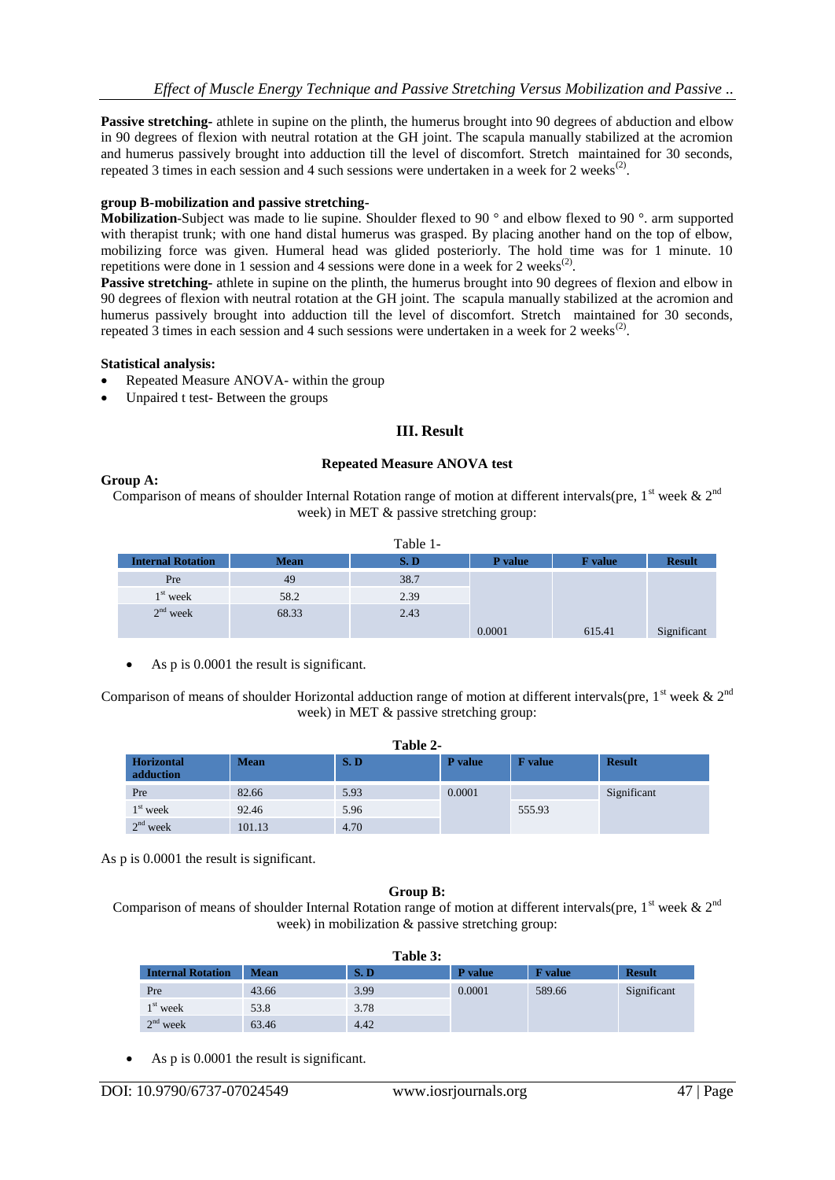**Passive stretching-** athlete in supine on the plinth, the humerus brought into 90 degrees of abduction and elbow in 90 degrees of flexion with neutral rotation at the GH joint. The scapula manually stabilized at the acromion and humerus passively brought into adduction till the level of discomfort. Stretch maintained for 30 seconds, repeated 3 times in each session and 4 such sessions were undertaken in a week for 2 weeks[2].

**group B-mobilization and passive stretching-**

**Mobilization**-Subject was made to lie supine. Shoulder flexed to 90 ° and elbow flexed to 90 °. arm supported with therapist trunk; with one hand distal humerus was grasped. By placing another hand on the top of elbow, mobilizing force was given. Humeral head was glided posteriorly. The hold time was for 1 minute. 10 repetitions were done in 1 session and 4 sessions were done in a week for 2 weeks[2].

**Passive stretching-** athlete in supine on the plinth, the humerus brought into 90 degrees of flexion and elbow in 90 degrees of flexion with neutral rotation at the GH joint. The scapula manually stabilized at the acromion and humerus passively brought into adduction till the level of discomfort. Stretch maintained for 30 seconds, repeated 3 times in each session and 4 such sessions were undertaken in a week for 2 weeks[2].

**Statistical analysis:**

- Repeated Measure ANOVA- within the group
- Unpaired t test- Between the groups

## III. Result

### Repeated Measure ANOVA test

**Group A:**

Comparison of means of shoulder Internal Rotation range of motion at different intervals(pre, 1st week & 2nd week) in MET & passive stretching group:

Table 1-

| Internal Rotation | Mean | S. D | P value | F value | Result |
|---|---|---|---|---|---|
| Pre | 49 | 38.7 | | | |
| 1st week | 58.2 | 2.39 | | | |
| 2nd week | 68.33 | 2.43 | 0.0001 | 615.41 | Significant |

- As p is 0.0001 the result is significant.

Comparison of means of shoulder Horizontal adduction range of motion at different intervals(pre, 1st week & 2nd week) in MET & passive stretching group:

**Table 2-**

| Horizontal adduction | Mean | S. D | P value | F value | Result |
|---|---|---|---|---|---|
| Pre | 82.66 | 5.93 | 0.0001 | | Significant |
| 1st week | 92.46 | 5.96 | | 555.93 | |
| 2nd week | 101.13 | 4.70 | | | |

As p is 0.0001 the result is significant.

**Group B:**

Comparison of means of shoulder Internal Rotation range of motion at different intervals(pre, 1st week & 2nd week) in mobilization & passive stretching group:

**Table 3:**

| Internal Rotation | Mean | S. D | P value | F value | Result |
|---|---|---|---|---|---|
| Pre | 43.66 | 3.99 | 0.0001 | 589.66 | Significant |
| 1st week | 53.8 | 3.78 | | | |
| 2nd week | 63.46 | 4.42 | | | |

- As p is 0.0001 the result is significant.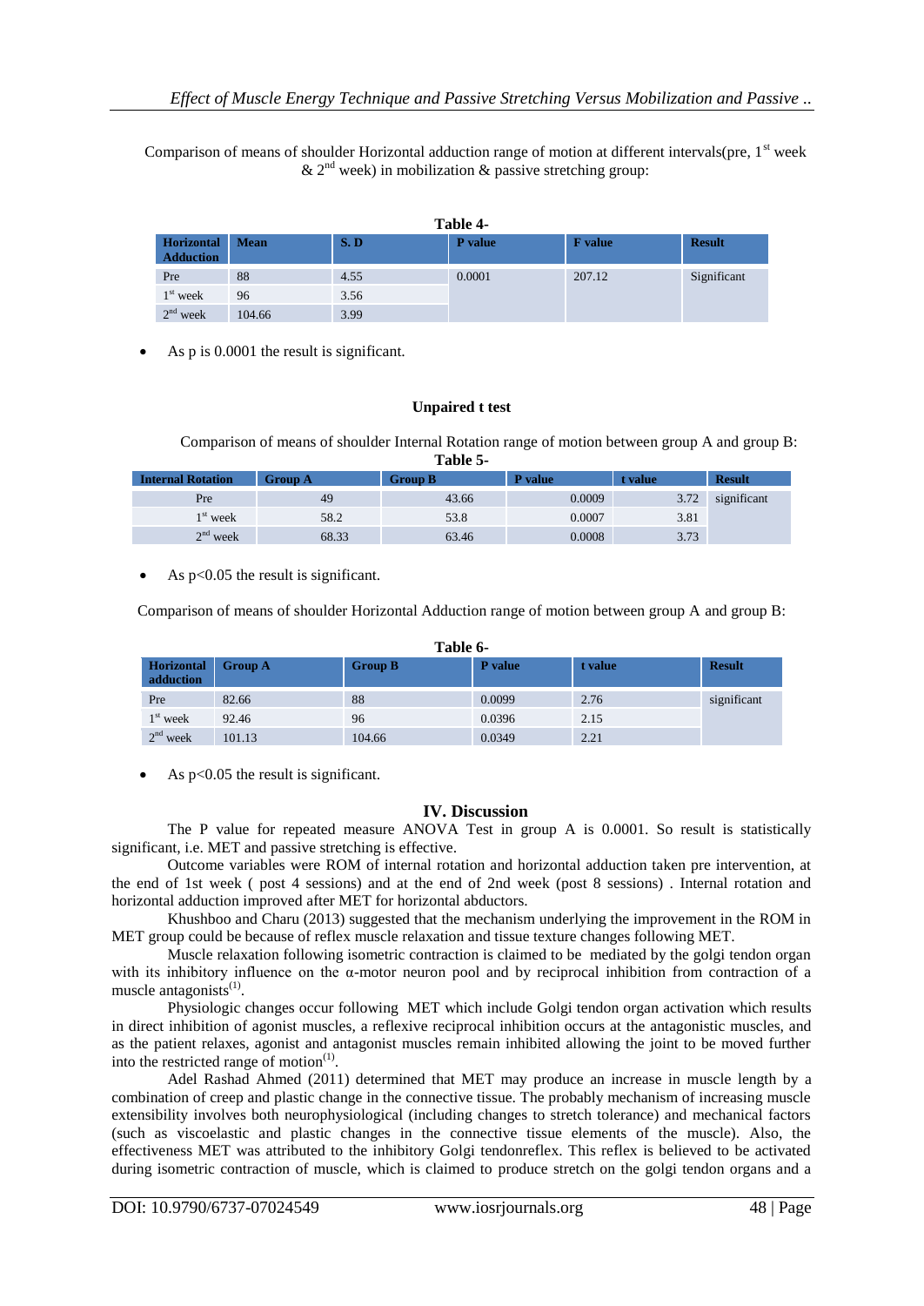Comparison of means of shoulder Horizontal adduction range of motion at different intervals(pre, 1st week & 2nd week) in mobilization & passive stretching group:

**Table 4-**

| Horizontal Adduction | Mean | S. D | P value | F value | Result |
|---|---|---|---|---|---|
| Pre | 88 | 4.55 | 0.0001 | 207.12 | Significant |
| 1st week | 96 | 3.56 | | | |
| 2nd week | 104.66 | 3.99 | | | |

- As p is 0.0001 the result is significant.

**Unpaired t test**

Comparison of means of shoulder Internal Rotation range of motion between group A and group B:

**Table 5-**

| Internal Rotation | Group A | Group B | P value | t value | Result |
|---|---|---|---|---|---|
| Pre | 49 | 43.66 | 0.0009 | 3.72 | significant |
| 1st week | 58.2 | 53.8 | 0.0007 | 3.81 | |
| 2nd week | 68.33 | 63.46 | 0.0008 | 3.73 | |

- As $p<0.05$ the result is significant.

Comparison of means of shoulder Horizontal Adduction range of motion between group A and group B:

**Table 6-**

| Horizontal adduction | Group A | Group B | P value | t value | Result |
|---|---|---|---|---|---|
| Pre | 82.66 | 88 | 0.0099 | 2.76 | significant |
| 1st week | 92.46 | 96 | 0.0396 | 2.15 | |
| 2nd week | 101.13 | 104.66 | 0.0349 | 2.21 | |

- As $p<0.05$ the result is significant.

## IV. Discussion

The P value for repeated measure ANOVA Test in group A is 0.0001. So result is statistically significant, i.e. MET and passive stretching is effective.

Outcome variables were ROM of internal rotation and horizontal adduction taken pre intervention, at the end of 1st week ( post 4 sessions) and at the end of 2nd week (post 8 sessions) . Internal rotation and horizontal adduction improved after MET for horizontal abductors.

Khushboo and Charu (2013) suggested that the mechanism underlying the improvement in the ROM in MET group could be because of reflex muscle relaxation and tissue texture changes following MET.

Muscle relaxation following isometric contraction is claimed to be mediated by the golgi tendon organ with its inhibitory influence on the α-motor neuron pool and by reciprocal inhibition from contraction of a muscle antagonists[1].

Physiologic changes occur following MET which include Golgi tendon organ activation which results in direct inhibition of agonist muscles, a reflexive reciprocal inhibition occurs at the antagonistic muscles, and as the patient relaxes, agonist and antagonist muscles remain inhibited allowing the joint to be moved further into the restricted range of motion[1].

Adel Rashad Ahmed (2011) determined that MET may produce an increase in muscle length by a combination of creep and plastic change in the connective tissue. The probably mechanism of increasing muscle extensibility involves both neurophysiological (including changes to stretch tolerance) and mechanical factors (such as viscoelastic and plastic changes in the connective tissue elements of the muscle). Also, the effectiveness MET was attributed to the inhibitory Golgi tendonreflex. This reflex is believed to be activated during isometric contraction of muscle, which is claimed to produce stretch on the golgi tendon organs and a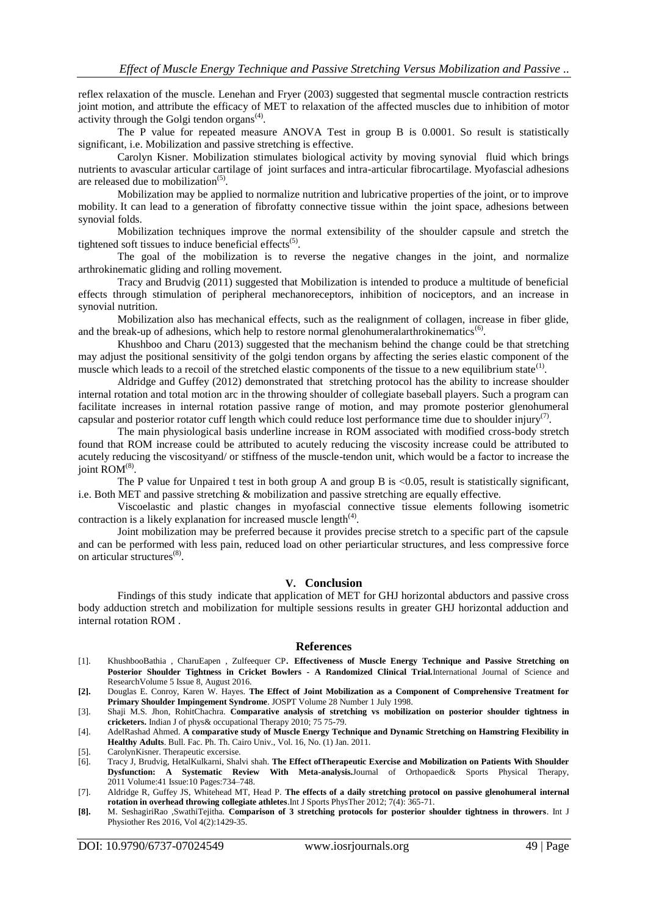reflex relaxation of the muscle. Lenehan and Fryer (2003) suggested that segmental muscle contraction restricts joint motion, and attribute the efficacy of MET to relaxation of the affected muscles due to inhibition of motor activity through the Golgi tendon organs[(4)].

The P value for repeated measure ANOVA Test in group B is 0.0001. So result is statistically significant, i.e. Mobilization and passive stretching is effective.

Carolyn Kisner. Mobilization stimulates biological activity by moving synovial fluid which brings nutrients to avascular articular cartilage of joint surfaces and intra-articular fibrocartilage. Myofascial adhesions are released due to mobilization[(5)].

Mobilization may be applied to normalize nutrition and lubricative properties of the joint, or to improve mobility. It can lead to a generation of fibrofatty connective tissue within the joint space, adhesions between synovial folds.

Mobilization techniques improve the normal extensibility of the shoulder capsule and stretch the tightened soft tissues to induce beneficial effects[(5)].

The goal of the mobilization is to reverse the negative changes in the joint, and normalize arthrokinematic gliding and rolling movement.

Tracy and Brudvig (2011) suggested that Mobilization is intended to produce a multitude of beneficial effects through stimulation of peripheral mechanoreceptors, inhibition of nociceptors, and an increase in synovial nutrition.

Mobilization also has mechanical effects, such as the realignment of collagen, increase in fiber glide, and the break-up of adhesions, which help to restore normal glenohumeralarthrokinematics[(6)].

Khushboo and Charu (2013) suggested that the mechanism behind the change could be that stretching may adjust the positional sensitivity of the golgi tendon organs by affecting the series elastic component of the muscle which leads to a recoil of the stretched elastic components of the tissue to a new equilibrium state[(1)].

Aldridge and Guffey (2012) demonstrated that stretching protocol has the ability to increase shoulder internal rotation and total motion arc in the throwing shoulder of collegiate baseball players. Such a program can facilitate increases in internal rotation passive range of motion, and may promote posterior glenohumeral capsular and posterior rotator cuff length which could reduce lost performance time due to shoulder injury[(7)].

The main physiological basis underline increase in ROM associated with modified cross-body stretch found that ROM increase could be attributed to acutely reducing the viscosity increase could be attributed to acutely reducing the viscosityand/ or stiffness of the muscle-tendon unit, which would be a factor to increase the joint ROM[(8)].

The P value for Unpaired t test in both group A and group B is <0.05, result is statistically significant, i.e. Both MET and passive stretching & mobilization and passive stretching are equally effective.

Viscoelastic and plastic changes in myofascial connective tissue elements following isometric contraction is a likely explanation for increased muscle length[(4)].

Joint mobilization may be preferred because it provides precise stretch to a specific part of the capsule and can be performed with less pain, reduced load on other periarticular structures, and less compressive force on articular structures[(8)].

## V. Conclusion

Findings of this study indicate that application of MET for GHJ horizontal abductors and passive cross body adduction stretch and mobilization for multiple sessions results in greater GHJ horizontal adduction and internal rotation ROM .

## References

[1]. KhushbooBathia , CharuEapen , Zulfeequer CP. **Effectiveness of Muscle Energy Technique and Passive Stretching on Posterior Shoulder Tightness in Cricket Bowlers - A Randomized Clinical Trial.** International Journal of Science and ResearchVolume 5 Issue 8, August 2016.

**[2].** Douglas E. Conroy, Karen W. Hayes. **The Effect of Joint Mobilization as a Component of Comprehensive Treatment for Primary Shoulder Impingement Syndrome**. JOSPT Volume 28 Number 1 July 1998.

[3]. Shaji M.S. Jhon, RohitChachra. **Comparative analysis of stretching vs mobilization on posterior shoulder tightness in cricketers.** Indian J of phys& occupational Therapy 2010; 75 75-79.

[4]. AdelRashad Ahmed. **A comparative study of Muscle Energy Technique and Dynamic Stretching on Hamstring Flexibility in Healthy Adults**. Bull. Fac. Ph. Th. Cairo Univ., Vol. 16, No. (1) Jan. 2011.

[5]. CarolynKisner. Therapeutic excersise.

[6]. Tracy J, Brudvig, HetalKulkarni, Shalvi shah. **The Effect ofTherapeutic Exercise and Mobilization on Patients With Shoulder Dysfunction: A Systematic Review With Meta-analysis.** Journal of Orthopaedic& Sports Physical Therapy, 2011 Volume:41 Issue:10 Pages:734–748.

[7]. Aldridge R, Guffey JS, Whitehead MT, Head P. **The effects of a daily stretching protocol on passive glenohumeral internal rotation in overhead throwing collegiate athletes**.Int J Sports PhysTher 2012; 7(4): 365-71.

**[8].** M. SeshagiriRao ,SwathiTejitha. **Comparison of 3 stretching protocols for posterior shoulder tightness in throwers**. Int J Physiother Res 2016, Vol 4(2):1429-35.